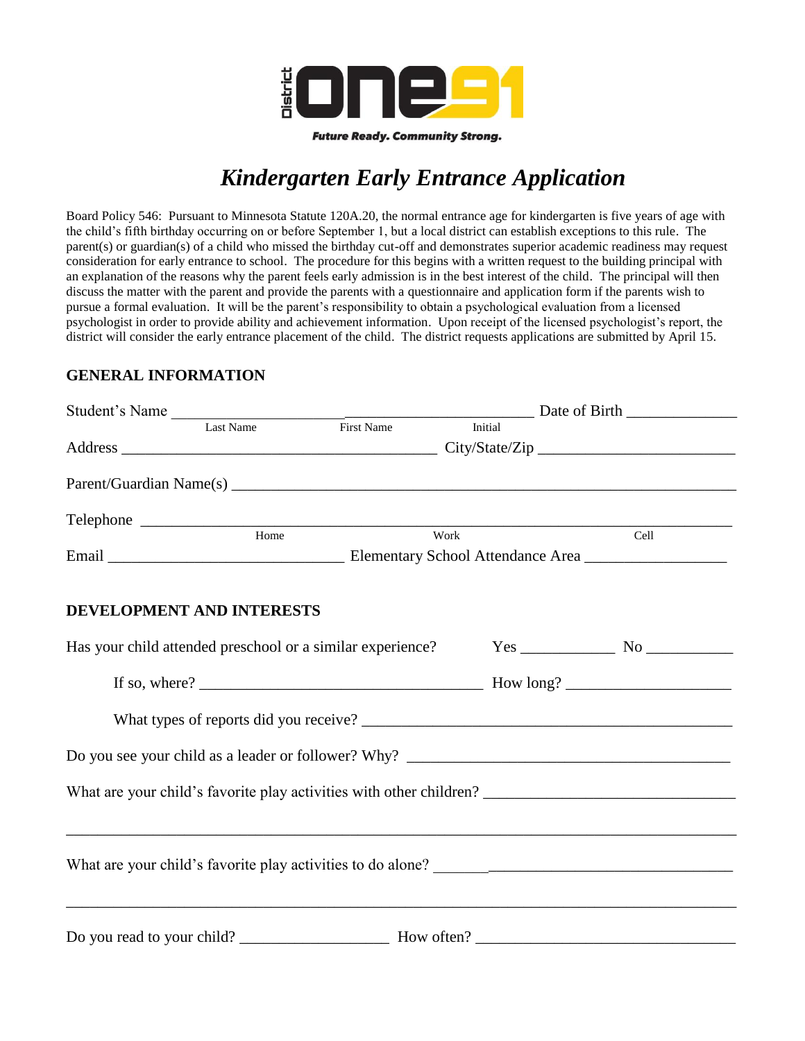District ONE91

*Future Ready. Community Strong.*

# *Kindergarten Early Entrance Application*

Board Policy 546: Pursuant to Minnesota Statute 120A.20, the normal entrance age for kindergarten is five years of age with the child's fifth birthday occurring on or before September 1, but a local district can establish exceptions to this rule. The parent(s) or guardian(s) of a child who missed the birthday cut-off and demonstrates superior academic readiness may request consideration for early entrance to school. The procedure for this begins with a written request to the building principal with an explanation of the reasons why the parent feels early admission is in the best interest of the child. The principal will then discuss the matter with the parent and provide the parents with a questionnaire and application form if the parents wish to pursue a formal evaluation. It will be the parent's responsibility to obtain a psychological evaluation from a licensed psychologist in order to provide ability and achievement information. Upon receipt of the licensed psychologist's report, the district will consider the early entrance placement of the child. The district requests applications are submitted by April 15.

## GENERAL INFORMATION

Student's Name ______________________ ______________________ ________ Date of Birth ______________
Last Name First Name Initial

Address ________________________________________ City/State/Zip ________________________

Parent/Guardian Name(s) ______________________________________________________________

Telephone ______________________ ______________________ ______________________
Home Work Cell

Email ______________________________ Elementary School Attendance Area __________________

## DEVELOPMENT AND INTERESTS

Has your child attended preschool or a similar experience? Yes ____________ No ___________

If so, where? ____________________________________ How long? ____________________

What types of reports did you receive? ______________________________________________

Do you see your child as a leader or follower? Why? _________________________________________

What are your child's favorite play activities with other children? ______________________________

______________________________________________________________________________

What are your child's favorite play activities to do alone? ______________________________________

______________________________________________________________________________

Do you read to your child? ___________________ How often? _________________________________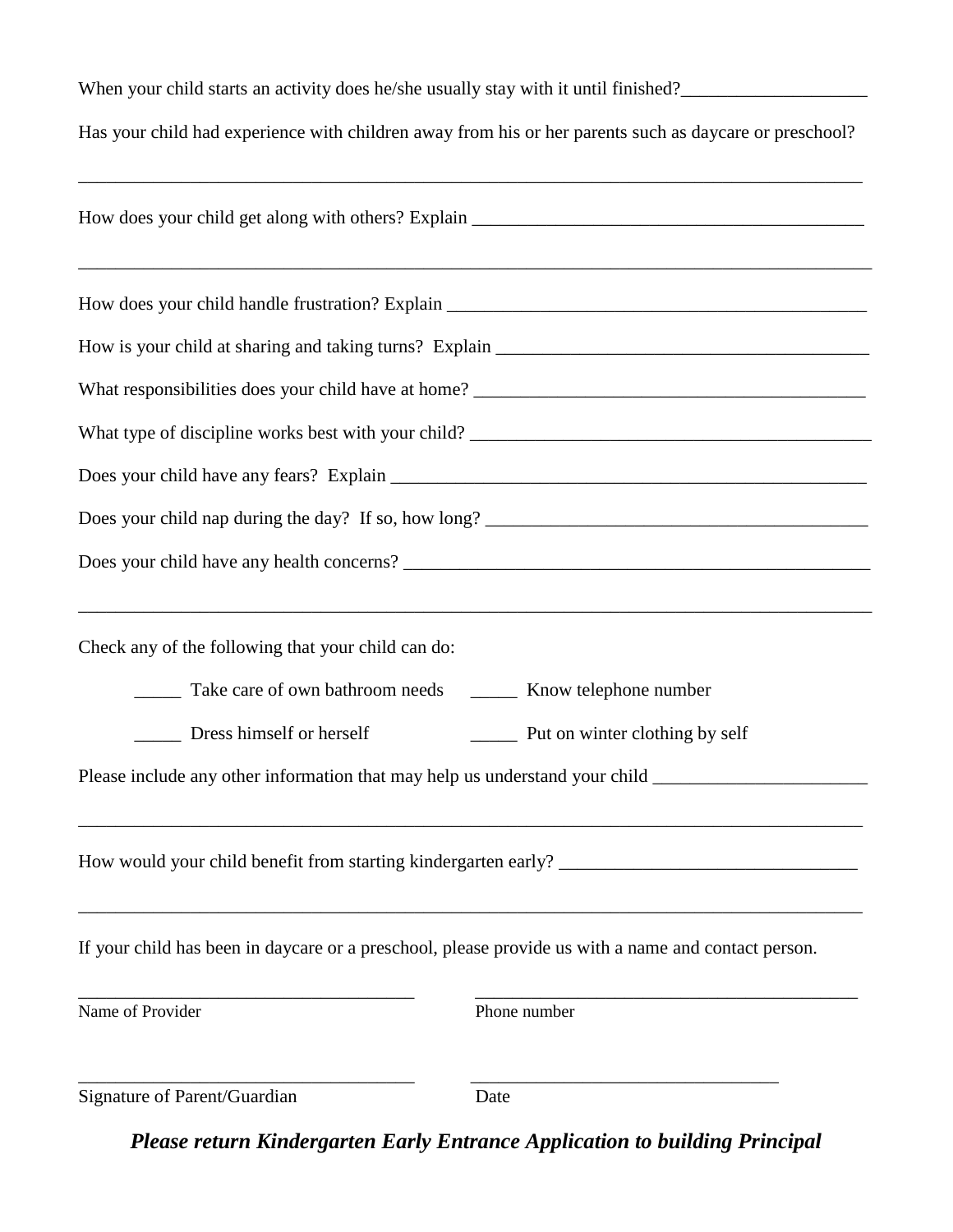When your child starts an activity does he/she usually stay with it until finished?____________________

Has your child had experience with children away from his or her parents such as daycare or preschool?

___________________________________________________________________________________

How does your child get along with others? Explain ___________________________________________

___________________________________________________________________________________

How does your child handle frustration? Explain ______________________________________________

How is your child at sharing and taking turns? Explain _________________________________________

What responsibilities does your child have at home? ___________________________________________

What type of discipline works best with your child? ____________________________________________

Does your child have any fears? Explain ____________________________________________________

Does your child nap during the day? If so, how long? __________________________________________

Does your child have any health concerns? __________________________________________________

___________________________________________________________________________________

Check any of the following that your child can do:

_____ Take care of own bathroom needs _____ Know telephone number

_____ Dress himself or herself _____ Put on winter clothing by self

Please include any other information that may help us understand your child _______________________

___________________________________________________________________________________

How would your child benefit from starting kindergarten early? ________________________________

___________________________________________________________________________________

If your child has been in daycare or a preschool, please provide us with a name and contact person.

_____________________________________ _________________________________________

Name of Provider Phone number

_____________________________________ _________________________________

Signature of Parent/Guardian Date

***Please return Kindergarten Early Entrance Application to building Principal***